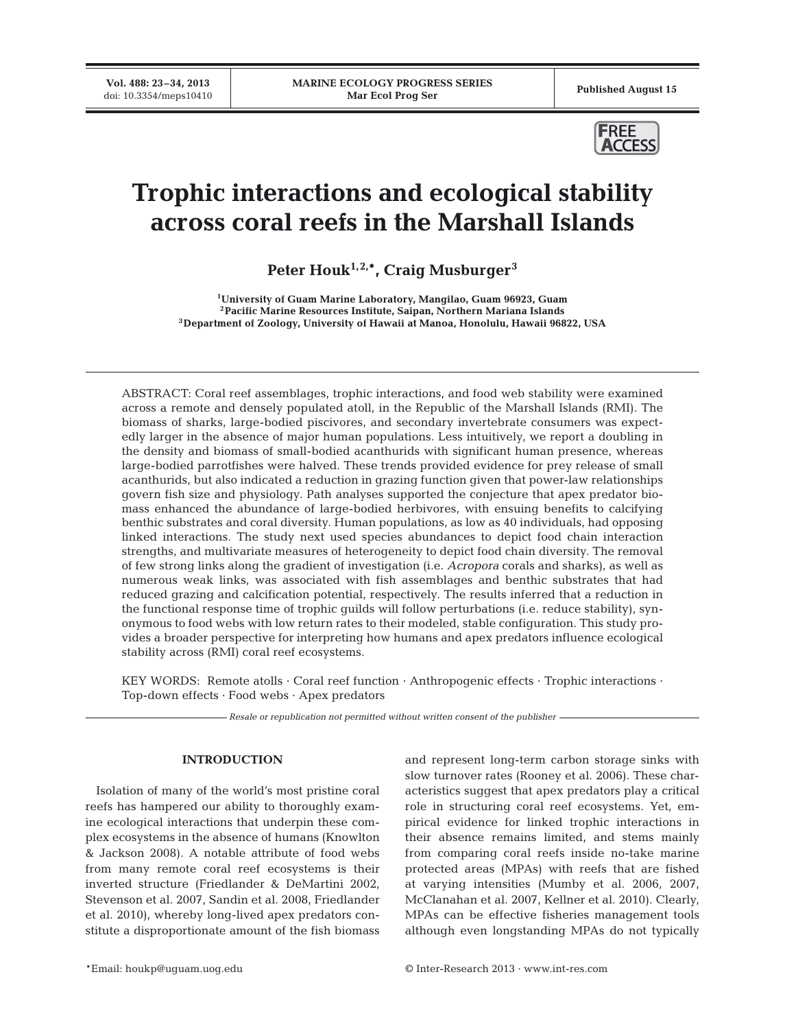# Trophic interactions and ecological stability across coral reefs in the Marshall Islands

**Peter Houk[1,2,*], Craig Musburger[3]**

[1]University of Guam Marine Laboratory, Mangilao, Guam 96923, Guam
[2]Pacific Marine Resources Institute, Saipan, Northern Mariana Islands
[3]Department of Zoology, University of Hawaii at Manoa, Honolulu, Hawaii 96822, USA

ABSTRACT: Coral reef assemblages, trophic interactions, and food web stability were examined across a remote and densely populated atoll, in the Republic of the Marshall Islands (RMI). The biomass of sharks, large-bodied piscivores, and secondary invertebrate consumers was expectedly larger in the absence of major human populations. Less intuitively, we report a doubling in the density and biomass of small-bodied acanthurids with significant human presence, whereas large-bodied parrotfishes were halved. These trends provided evidence for prey release of small acanthurids, but also indicated a reduction in grazing function given that power-law relationships govern fish size and physiology. Path analyses supported the conjecture that apex predator biomass enhanced the abundance of large-bodied herbivores, with ensuing benefits to calcifying benthic substrates and coral diversity. Human populations, as low as 40 individuals, had opposing linked interactions. The study next used species abundances to depict food chain interaction strengths, and multivariate measures of heterogeneity to depict food chain diversity. The removal of few strong links along the gradient of investigation (i.e. *Acropora* corals and sharks), as well as numerous weak links, was associated with fish assemblages and benthic substrates that had reduced grazing and calcification potential, respectively. The results inferred that a reduction in the functional response time of trophic guilds will follow perturbations (i.e. reduce stability), synonymous to food webs with low return rates to their modeled, stable configuration. This study provides a broader perspective for interpreting how humans and apex predators influence ecological stability across (RMI) coral reef ecosystems.

KEY WORDS: Remote atolls · Coral reef function · Anthropogenic effects · Trophic interactions · Top-down effects · Food webs · Apex predators

*Resale or republication not permitted without written consent of the publisher*

## INTRODUCTION

Isolation of many of the world's most pristine coral reefs has hampered our ability to thoroughly examine ecological interactions that underpin these complex ecosystems in the absence of humans (Knowlton & Jackson 2008). A notable attribute of food webs from many remote coral reef ecosystems is their inverted structure (Friedlander & DeMartini 2002, Stevenson et al. 2007, Sandin et al. 2008, Friedlander et al. 2010), whereby long-lived apex predators constitute a disproportionate amount of the fish biomass and represent long-term carbon storage sinks with slow turnover rates (Rooney et al. 2006). These characteristics suggest that apex predators play a critical role in structuring coral reef ecosystems. Yet, empirical evidence for linked trophic interactions in their absence remains limited, and stems mainly from comparing coral reefs inside no-take marine protected areas (MPAs) with reefs that are fished at varying intensities (Mumby et al. 2006, 2007, McClanahan et al. 2007, Kellner et al. 2010). Clearly, MPAs can be effective fisheries management tools although even longstanding MPAs do not typically

*Email: houkp@uguam.uog.edu

© Inter-Research 2013 · www.int-res.com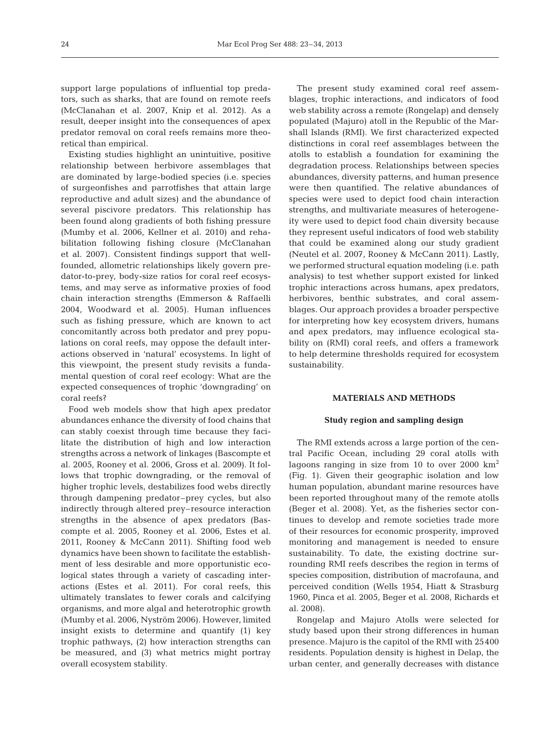support large populations of influential top predators, such as sharks, that are found on remote reefs (McClanahan et al. 2007, Knip et al. 2012). As a result, deeper insight into the consequences of apex predator removal on coral reefs remains more theoretical than empirical.

Existing studies highlight an unintuitive, positive relationship between herbivore assemblages that are dominated by large-bodied species (i.e. species of surgeonfishes and parrotfishes that attain large reproductive and adult sizes) and the abundance of several piscivore predators. This relationship has been found along gradients of both fishing pressure (Mumby et al. 2006, Kellner et al. 2010) and rehabilitation following fishing closure (McClanahan et al. 2007). Consistent findings support that well-founded, allometric relationships likely govern predator-to-prey, body-size ratios for coral reef ecosystems, and may serve as informative proxies of food chain interaction strengths (Emmerson & Raffaelli 2004, Woodward et al. 2005). Human influences such as fishing pressure, which are known to act concomitantly across both predator and prey populations on coral reefs, may oppose the default interactions observed in 'natural' ecosystems. In light of this viewpoint, the present study revisits a fundamental question of coral reef ecology: What are the expected consequences of trophic 'downgrading' on coral reefs?

Food web models show that high apex predator abundances enhance the diversity of food chains that can stably coexist through time because they facilitate the distribution of high and low interaction strengths across a network of linkages (Bascompte et al. 2005, Rooney et al. 2006, Gross et al. 2009). It follows that trophic downgrading, or the removal of higher trophic levels, destabilizes food webs directly through dampening predator–prey cycles, but also indirectly through altered prey–resource interaction strengths in the absence of apex predators (Bascompte et al. 2005, Rooney et al. 2006, Estes et al. 2011, Rooney & McCann 2011). Shifting food web dynamics have been shown to facilitate the establishment of less desirable and more opportunistic ecological states through a variety of cascading interactions (Estes et al. 2011). For coral reefs, this ultimately translates to fewer corals and calcifying organisms, and more algal and heterotrophic growth (Mumby et al. 2006, Nyström 2006). However, limited insight exists to determine and quantify (1) key trophic pathways, (2) how interaction strengths can be measured, and (3) what metrics might portray overall ecosystem stability.

The present study examined coral reef assemblages, trophic interactions, and indicators of food web stability across a remote (Rongelap) and densely populated (Majuro) atoll in the Republic of the Marshall Islands (RMI). We first characterized expected distinctions in coral reef assemblages between the atolls to establish a foundation for examining the degradation process. Relationships between species abundances, diversity patterns, and human presence were then quantified. The relative abundances of species were used to depict food chain interaction strengths, and multivariate measures of heterogeneity were used to depict food chain diversity because they represent useful indicators of food web stability that could be examined along our study gradient (Neutel et al. 2007, Rooney & McCann 2011). Lastly, we performed structural equation modeling (i.e. path analysis) to test whether support existed for linked trophic interactions across humans, apex predators, herbivores, benthic substrates, and coral assemblages. Our approach provides a broader perspective for interpreting how key ecosystem drivers, humans and apex predators, may influence ecological stability on (RMI) coral reefs, and offers a framework to help determine thresholds required for ecosystem sustainability.

## MATERIALS AND METHODS

### Study region and sampling design

The RMI extends across a large portion of the central Pacific Ocean, including 29 coral atolls with lagoons ranging in size from 10 to over 2000 $km^2$ (Fig. 1). Given their geographic isolation and low human population, abundant marine resources have been reported throughout many of the remote atolls (Beger et al. 2008). Yet, as the fisheries sector continues to develop and remote societies trade more of their resources for economic prosperity, improved monitoring and management is needed to ensure sustainability. To date, the existing doctrine surrounding RMI reefs describes the region in terms of species composition, distribution of macrofauna, and perceived condition (Wells 1954, Hiatt & Strasburg 1960, Pinca et al. 2005, Beger et al. 2008, Richards et al. 2008).

Rongelap and Majuro Atolls were selected for study based upon their strong differences in human presence. Majuro is the capitol of the RMI with 25 400 residents. Population density is highest in Delap, the urban center, and generally decreases with distance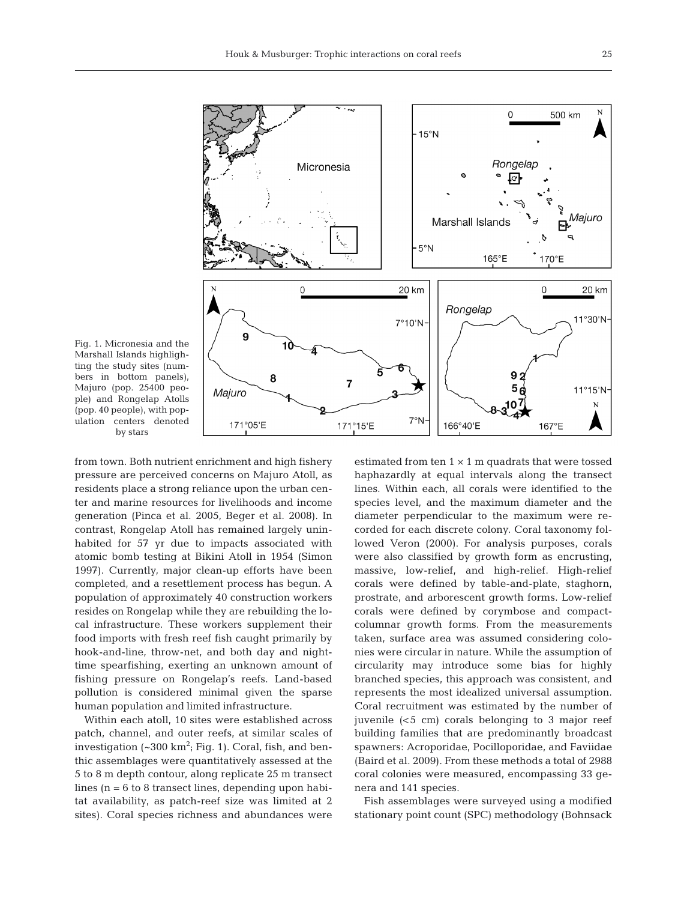Micronesia

0 500 km

15°N

Rongelap

Marshall Islands

Majuro

5°N

165°E 170°E

0 20 km

7°10'N

9

10 4

8

5 6

7

Majuro

1

3

2

171°05'E 171°15'E 7°N

0 20 km

Rongelap

11°30'N

1

9 2

5 6

11°15'N

8 3 10 7

4

166°40'E 167°E

Fig. 1. Micronesia and the Marshall Islands highlighting the study sites (numbers in bottom panels), Majuro (pop. 25400 people) and Rongelap Atolls (pop. 40 people), with population centers denoted by stars

from town. Both nutrient enrichment and high fishery pressure are perceived concerns on Majuro Atoll, as residents place a strong reliance upon the urban center and marine resources for livelihoods and income generation (Pinca et al. 2005, Beger et al. 2008). In contrast, Rongelap Atoll has remained largely uninhabited for 57 yr due to impacts associated with atomic bomb testing at Bikini Atoll in 1954 (Simon 1997). Currently, major clean-up efforts have been completed, and a resettlement process has begun. A population of approximately 40 construction workers resides on Rongelap while they are rebuilding the local infrastructure. These workers supplement their food imports with fresh reef fish caught primarily by hook-and-line, throw-net, and both day and night-time spearfishing, exerting an unknown amount of fishing pressure on Rongelap's reefs. Land-based pollution is considered minimal given the sparse human population and limited infrastructure.

Within each atoll, 10 sites were established across patch, channel, and outer reefs, at similar scales of investigation (~300 km$^2$; Fig. 1). Coral, fish, and benthic assemblages were quantitatively assessed at the 5 to 8 m depth contour, along replicate 25 m transect lines (n = 6 to 8 transect lines, depending upon habitat availability, as patch-reef size was limited at 2 sites). Coral species richness and abundances were estimated from ten 1 × 1 m quadrats that were tossed haphazardly at equal intervals along the transect lines. Within each, all corals were identified to the species level, and the maximum diameter and the diameter perpendicular to the maximum were recorded for each discrete colony. Coral taxonomy followed Veron (2000). For analysis purposes, corals were also classified by growth form as encrusting, massive, low-relief, and high-relief. High-relief corals were defined by table-and-plate, staghorn, prostrate, and arborescent growth forms. Low-relief corals were defined by corymbose and compact-columnar growth forms. From the measurements taken, surface area was assumed considering colonies were circular in nature. While the assumption of circularity may introduce some bias for highly branched species, this approach was consistent, and represents the most idealized universal assumption. Coral recruitment was estimated by the number of juvenile (<5 cm) corals belonging to 3 major reef building families that are predominantly broadcast spawners: Acroporidae, Pocilloporidae, and Faviidae (Baird et al. 2009). From these methods a total of 2988 coral colonies were measured, encompassing 33 genera and 141 species.

Fish assemblages were surveyed using a modified stationary point count (SPC) methodology (Bohnsack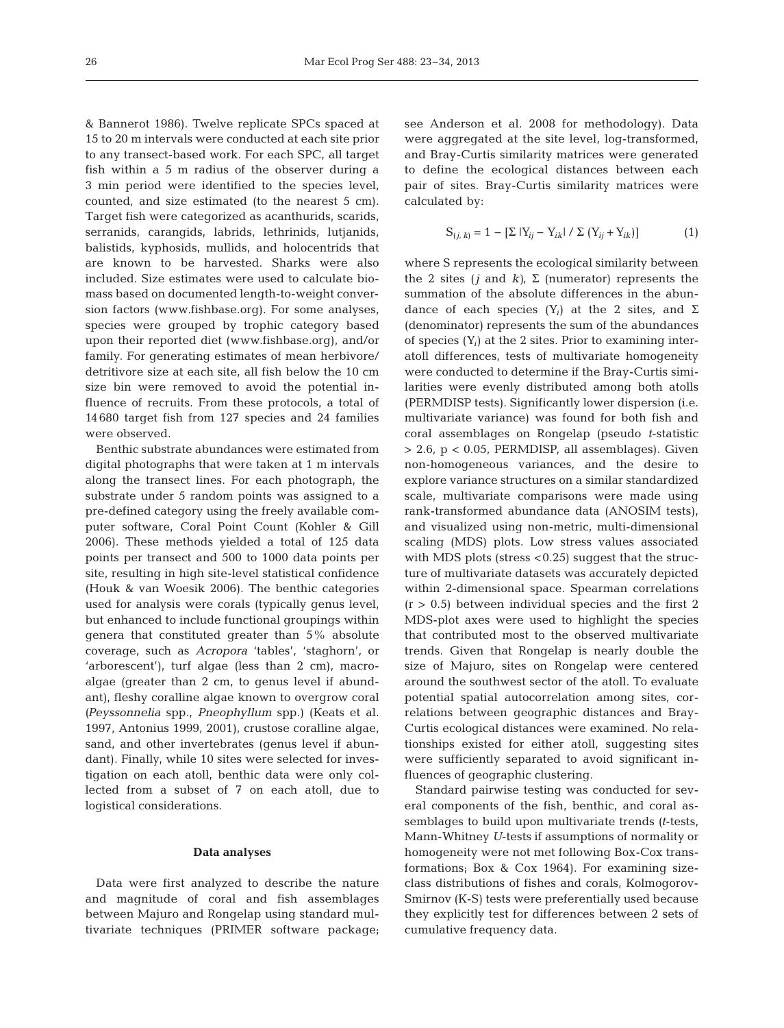& Bannerot 1986). Twelve replicate SPCs spaced at 15 to 20 m intervals were conducted at each site prior to any transect-based work. For each SPC, all target fish within a 5 m radius of the observer during a 3 min period were identified to the species level, counted, and size estimated (to the nearest 5 cm). Target fish were categorized as acanthurids, scarids, serranids, carangids, labrids, lethrinids, lutjanids, balistids, kyphosids, mullids, and holocentrids that are known to be harvested. Sharks were also included. Size estimates were used to calculate biomass based on documented length-to-weight conversion factors (www.fishbase.org). For some analyses, species were grouped by trophic category based upon their reported diet (www.fishbase.org), and/or family. For generating estimates of mean herbivore/detritivore size at each site, all fish below the 10 cm size bin were removed to avoid the potential influence of recruits. From these protocols, a total of 14680 target fish from 127 species and 24 families were observed.

Benthic substrate abundances were estimated from digital photographs that were taken at 1 m intervals along the transect lines. For each photograph, the substrate under 5 random points was assigned to a pre-defined category using the freely available computer software, Coral Point Count (Kohler & Gill 2006). These methods yielded a total of 125 data points per transect and 500 to 1000 data points per site, resulting in high site-level statistical confidence (Houk & van Woesik 2006). The benthic categories used for analysis were corals (typically genus level, but enhanced to include functional groupings within genera that constituted greater than 5% absolute coverage, such as *Acropora* 'tables', 'staghorn', or 'arborescent'), turf algae (less than 2 cm), macroalgae (greater than 2 cm, to genus level if abundant), fleshy coralline algae known to overgrow coral (*Peyssonnelia* spp., *Pneophyllum* spp.) (Keats et al. 1997, Antonius 1999, 2001), crustose coralline algae, sand, and other invertebrates (genus level if abundant). Finally, while 10 sites were selected for investigation on each atoll, benthic data were only collected from a subset of 7 on each atoll, due to logistical considerations.

### Data analyses

Data were first analyzed to describe the nature and magnitude of coral and fish assemblages between Majuro and Rongelap using standard multivariate techniques (PRIMER software package; see Anderson et al. 2008 for methodology). Data were aggregated at the site level, log-transformed, and Bray-Curtis similarity matrices were generated to define the ecological distances between each pair of sites. Bray-Curtis similarity matrices were calculated by:

$$S_{(j,\,k)} = 1 - [\Sigma\,|Y_{ij} - Y_{ik}|\;/\;\Sigma\,(Y_{ij} + Y_{ik})] \qquad (1)$$

where S represents the ecological similarity between the 2 sites ($j$ and $k$), $\Sigma$ (numerator) represents the summation of the absolute differences in the abundance of each species ($Y_i$) at the 2 sites, and $\Sigma$ (denominator) represents the sum of the abundances of species ($Y_i$) at the 2 sites. Prior to examining inter-atoll differences, tests of multivariate homogeneity were conducted to determine if the Bray-Curtis similarities were evenly distributed among both atolls (PERMDISP tests). Significantly lower dispersion (i.e. multivariate variance) was found for both fish and coral assemblages on Rongelap (pseudo $t$-statistic $> 2.6$, $p < 0.05$, PERMDISP, all assemblages). Given non-homogeneous variances, and the desire to explore variance structures on a similar standardized scale, multivariate comparisons were made using rank-transformed abundance data (ANOSIM tests), and visualized using non-metric, multi-dimensional scaling (MDS) plots. Low stress values associated with MDS plots (stress $<0.25$) suggest that the structure of multivariate datasets was accurately depicted within 2-dimensional space. Spearman correlations ($r > 0.5$) between individual species and the first 2 MDS-plot axes were used to highlight the species that contributed most to the observed multivariate trends. Given that Rongelap is nearly double the size of Majuro, sites on Rongelap were centered around the southwest sector of the atoll. To evaluate potential spatial autocorrelation among sites, correlations between geographic distances and Bray-Curtis ecological distances were examined. No relationships existed for either atoll, suggesting sites were sufficiently separated to avoid significant influences of geographic clustering.

Standard pairwise testing was conducted for several components of the fish, benthic, and coral assemblages to build upon multivariate trends ($t$-tests, Mann-Whitney $U$-tests if assumptions of normality or homogeneity were not met following Box-Cox transformations; Box & Cox 1964). For examining size-class distributions of fishes and corals, Kolmogorov-Smirnov (K-S) tests were preferentially used because they explicitly test for differences between 2 sets of cumulative frequency data.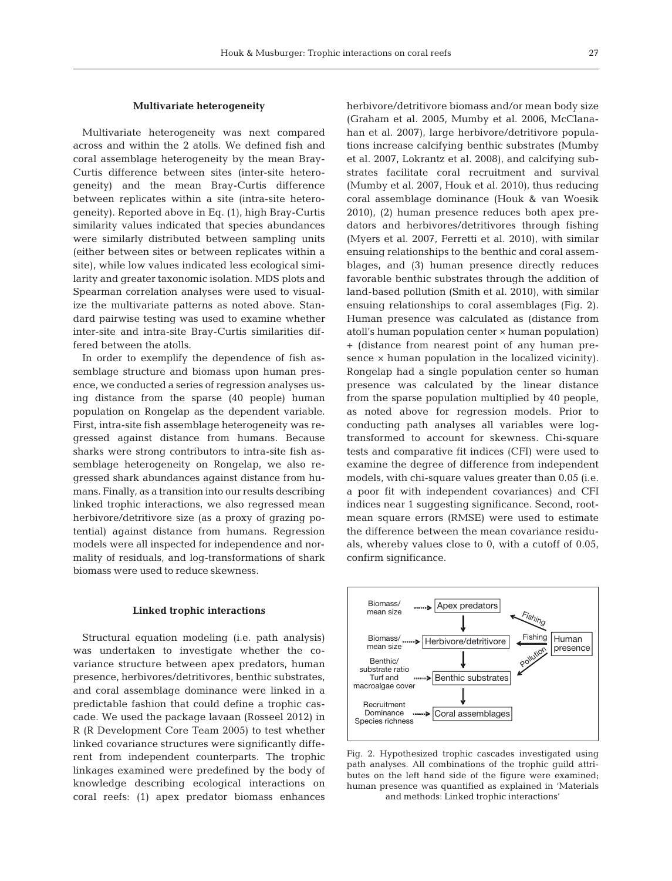### Multivariate heterogeneity

Multivariate heterogeneity was next compared across and within the 2 atolls. We defined fish and coral assemblage heterogeneity by the mean Bray-Curtis difference between sites (inter-site heterogeneity) and the mean Bray-Curtis difference between replicates within a site (intra-site heterogeneity). Reported above in Eq. (1), high Bray-Curtis similarity values indicated that species abundances were similarly distributed between sampling units (either between sites or between replicates within a site), while low values indicated less ecological similarity and greater taxonomic isolation. MDS plots and Spearman correlation analyses were used to visualize the multivariate patterns as noted above. Standard pairwise testing was used to examine whether inter-site and intra-site Bray-Curtis similarities differed between the atolls.

In order to exemplify the dependence of fish assemblage structure and biomass upon human presence, we conducted a series of regression analyses using distance from the sparse (40 people) human population on Rongelap as the dependent variable. First, intra-site fish assemblage heterogeneity was regressed against distance from humans. Because sharks were strong contributors to intra-site fish assemblage heterogeneity on Rongelap, we also regressed shark abundances against distance from humans. Finally, as a transition into our results describing linked trophic interactions, we also regressed mean herbivore/detritivore size (as a proxy of grazing potential) against distance from humans. Regression models were all inspected for independence and normality of residuals, and log-transformations of shark biomass were used to reduce skewness.

### Linked trophic interactions

Structural equation modeling (i.e. path analysis) was undertaken to investigate whether the covariance structure between apex predators, human presence, herbivores/detritivores, benthic substrates, and coral assemblage dominance were linked in a predictable fashion that could define a trophic cascade. We used the package lavaan (Rosseel 2012) in R (R Development Core Team 2005) to test whether linked covariance structures were significantly different from independent counterparts. The trophic linkages examined were predefined by the body of knowledge describing ecological interactions on coral reefs: (1) apex predator biomass enhances herbivore/detritivore biomass and/or mean body size (Graham et al. 2005, Mumby et al. 2006, McClanahan et al. 2007), large herbivore/detritivore populations increase calcifying benthic substrates (Mumby et al. 2007, Lokrantz et al. 2008), and calcifying substrates facilitate coral recruitment and survival (Mumby et al. 2007, Houk et al. 2010), thus reducing coral assemblage dominance (Houk & van Woesik 2010), (2) human presence reduces both apex predators and herbivores/detritivores through fishing (Myers et al. 2007, Ferretti et al. 2010), with similar ensuing relationships to the benthic and coral assemblages, and (3) human presence directly reduces favorable benthic substrates through the addition of land-based pollution (Smith et al. 2010), with similar ensuing relationships to coral assemblages (Fig. 2). Human presence was calculated as (distance from atoll's human population center × human population) + (distance from nearest point of any human presence × human population in the localized vicinity). Rongelap had a single population center so human presence was calculated by the linear distance from the sparse population multiplied by 40 people, as noted above for regression models. Prior to conducting path analyses all variables were log-transformed to account for skewness. Chi-square tests and comparative fit indices (CFI) were used to examine the degree of difference from independent models, with chi-square values greater than 0.05 (i.e. a poor fit with independent covariances) and CFI indices near 1 suggesting significance. Second, root-mean square errors (RMSE) were used to estimate the difference between the mean covariance residuals, whereby values close to 0, with a cutoff of 0.05, confirm significance.

Biomass/ mean size → Apex predators
Biomass/ mean size → Herbivore/detritivore
Benthic/ substrate ratio Turf and macroalgae cover → Benthic substrates
Recruitment Dominance Species richness → Coral assemblages
Human presence
Fishing
Fishing
Pollution

Fig. 2. Hypothesized trophic cascades investigated using path analyses. All combinations of the trophic guild attributes on the left hand side of the figure were examined; human presence was quantified as explained in 'Materials and methods: Linked trophic interactions'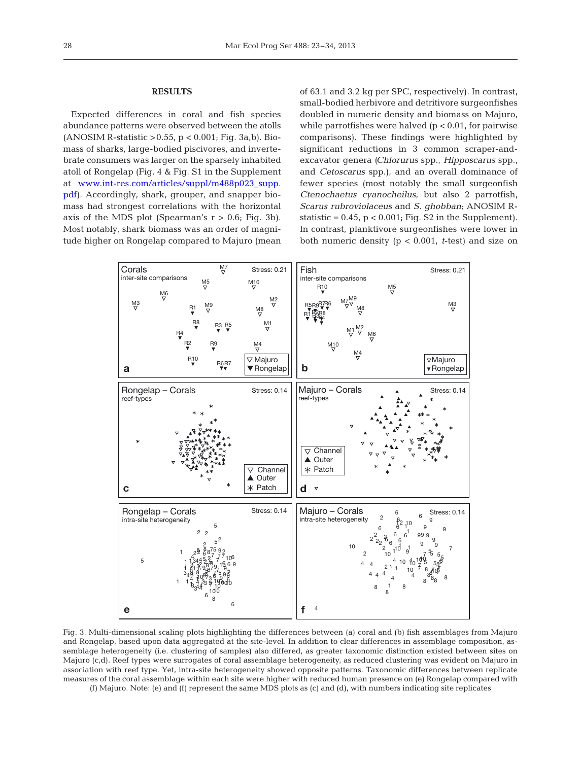## RESULTS

Expected differences in coral and fish species abundance patterns were observed between the atolls (ANOSIM R-statistic >0.55, $p < 0.001$; Fig. 3a,b). Biomass of sharks, large-bodied piscivores, and invertebrate consumers was larger on the sparsely inhabited atoll of Rongelap (Fig. 4 & Fig. S1 in the Supplement at www.int-res.com/articles/suppl/m488p023_supp.pdf). Accordingly, shark, grouper, and snapper biomass had strongest correlations with the horizontal axis of the MDS plot (Spearman's $r > 0.6$; Fig. 3b). Most notably, shark biomass was an order of magnitude higher on Rongelap compared to Majuro (mean of 63.1 and 3.2 kg per SPC, respectively). In contrast, small-bodied herbivore and detritivore surgeonfishes doubled in numeric density and biomass on Majuro, while parrotfishes were halved ($p < 0.01$, for pairwise comparisons). These findings were highlighted by significant reductions in 3 common scraper-and-excavator genera (*Chlorurus* spp., *Hipposcarus* spp., and *Cetoscarus* spp.), and an overall dominance of fewer species (most notably the small surgeonfish *Ctenochaetus cyanocheilus*, but also 2 parrotfish, *Scarus rubroviolaceus* and *S. ghobban*; ANOSIM R-statistic = 0.45, $p < 0.001$; Fig. S2 in the Supplement). In contrast, planktivore surgeonfishes were lower in both numeric density ($p < 0.001$, *t*-test) and size on

Corals
inter-site comparisons
Stress: 0.21
▽ Majuro
▼ Rongelap
a

Fish
inter-site comparisons
Stress: 0.21
▽ Majuro
▼ Rongelap
b

Rongelap – Corals
reef-types
Stress: 0.14
▽ Channel
▲ Outer
∗ Patch
c

Majuro – Corals
reef-types
Stress: 0.14
▽ Channel
▲ Outer
∗ Patch
d

Rongelap – Corals
intra-site heterogeneity
Stress: 0.14
e

Majuro – Corals
intra-site heterogeneity
Stress: 0.14
f

Fig. 3. Multi-dimensional scaling plots highlighting the differences between (a) coral and (b) fish assemblages from Majuro and Rongelap, based upon data aggregated at the site-level. In addition to clear differences in assemblage composition, assemblage heterogeneity (i.e. clustering of samples) also differed, as greater taxonomic distinction existed between sites on Majuro (c,d). Reef types were surrogates of coral assemblage heterogeneity, as reduced clustering was evident on Majuro in association with reef type. Yet, intra-site heterogeneity showed opposite patterns. Taxonomic differences between replicate measures of the coral assemblage within each site were higher with reduced human presence on (e) Rongelap compared with (f) Majuro. Note: (e) and (f) represent the same MDS plots as (c) and (d), with numbers indicating site replicates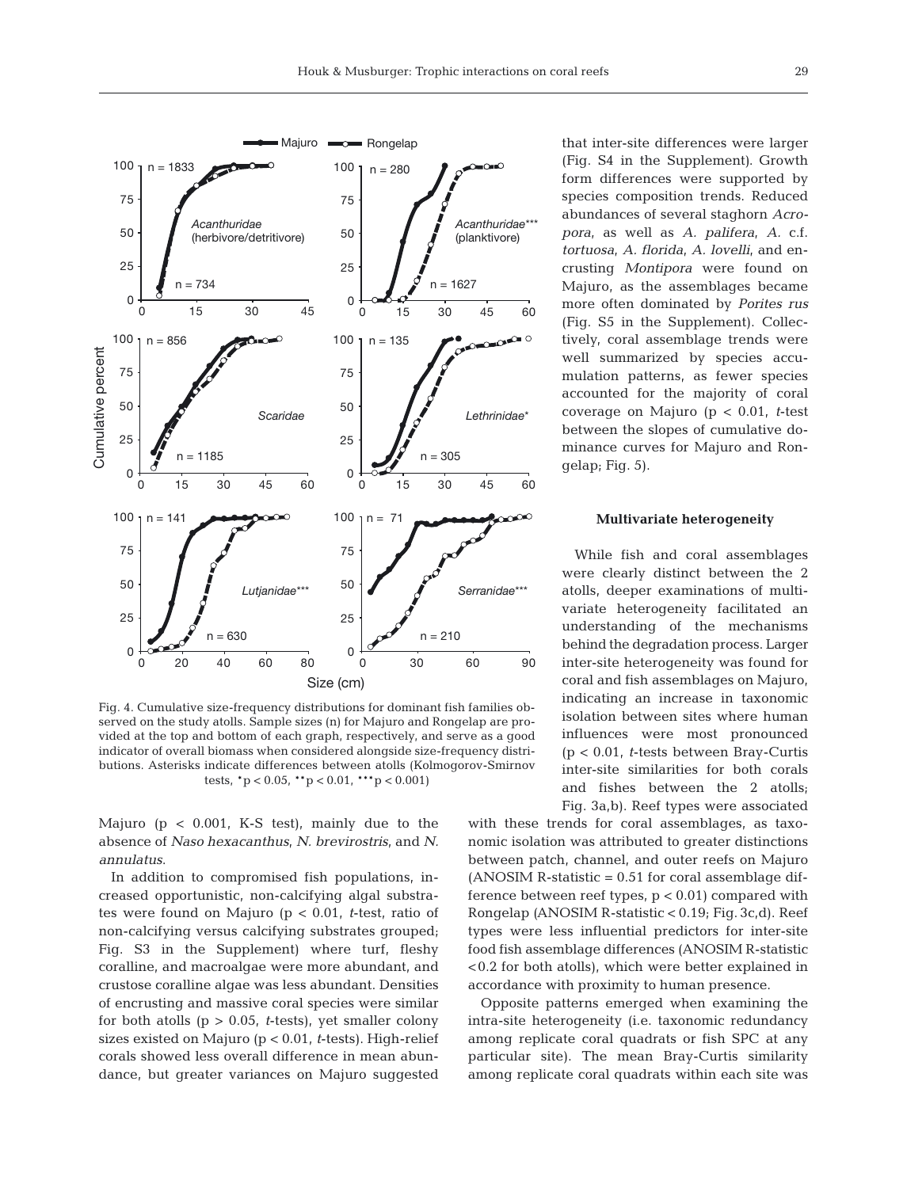Majuro  Rongelap

Cumulative percent

Size (cm)

n = 1833
n = 734
Acanthuridae (herbivore/detritivore)

n = 280
n = 1627
Acanthuridae*** (planktivore)

n = 856
n = 1185
Scaridae

n = 135
n = 305
Lethrinidae*

n = 141
n = 630
Lutjanidae***

n = 71
n = 210
Serranidae***

Fig. 4. Cumulative size-frequency distributions for dominant fish families observed on the study atolls. Sample sizes (n) for Majuro and Rongelap are provided at the top and bottom of each graph, respectively, and serve as a good indicator of overall biomass when considered alongside size-frequency distributions. Asterisks indicate differences between atolls (Kolmogorov-Smirnov tests, $^{*}p < 0.05$, $^{**}p < 0.01$, $^{***}p < 0.001$)

Majuro ($p < 0.001$, K-S test), mainly due to the absence of *Naso hexacanthus*, *N. brevirostris*, and *N. annulatus*.

In addition to compromised fish populations, increased opportunistic, non-calcifying algal substrates were found on Majuro ($p < 0.01$, *t*-test, ratio of non-calcifying versus calcifying substrates grouped; Fig. S3 in the Supplement) where turf, fleshy coralline, and macroalgae were more abundant, and crustose coralline algae was less abundant. Densities of encrusting and massive coral species were similar for both atolls ($p > 0.05$, *t*-tests), yet smaller colony sizes existed on Majuro ($p < 0.01$, *t*-tests). High-relief corals showed less overall difference in mean abundance, but greater variances on Majuro suggested that inter-site differences were larger (Fig. S4 in the Supplement). Growth form differences were supported by species composition trends. Reduced abundances of several staghorn *Acropora*, as well as *A. palifera*, *A.* c.f. *tortuosa*, *A. florida*, *A. lovelli*, and encrusting *Montipora* were found on Majuro, as the assemblages became more often dominated by *Porites rus* (Fig. S5 in the Supplement). Collectively, coral assemblage trends were well summarized by species accumulation patterns, as fewer species accounted for the majority of coral coverage on Majuro ($p < 0.01$, *t*-test between the slopes of cumulative dominance curves for Majuro and Rongelap; Fig. 5).

### Multivariate heterogeneity

While fish and coral assemblages were clearly distinct between the 2 atolls, deeper examinations of multivariate heterogeneity facilitated an understanding of the mechanisms behind the degradation process. Larger inter-site heterogeneity was found for coral and fish assemblages on Majuro, indicating an increase in taxonomic isolation between sites where human influences were most pronounced ($p < 0.01$, *t*-tests between Bray-Curtis inter-site similarities for both corals and fishes between the 2 atolls; Fig. 3a,b). Reef types were associated with these trends for coral assemblages, as taxonomic isolation was attributed to greater distinctions between patch, channel, and outer reefs on Majuro (ANOSIM R-statistic = 0.51 for coral assemblage difference between reef types, $p < 0.01$) compared with Rongelap (ANOSIM R-statistic < 0.19; Fig. 3c,d). Reef types were less influential predictors for inter-site food fish assemblage differences (ANOSIM R-statistic <0.2 for both atolls), which were better explained in accordance with proximity to human presence.

Opposite patterns emerged when examining the intra-site heterogeneity (i.e. taxonomic redundancy among replicate coral quadrats or fish SPC at any particular site). The mean Bray-Curtis similarity among replicate coral quadrats within each site was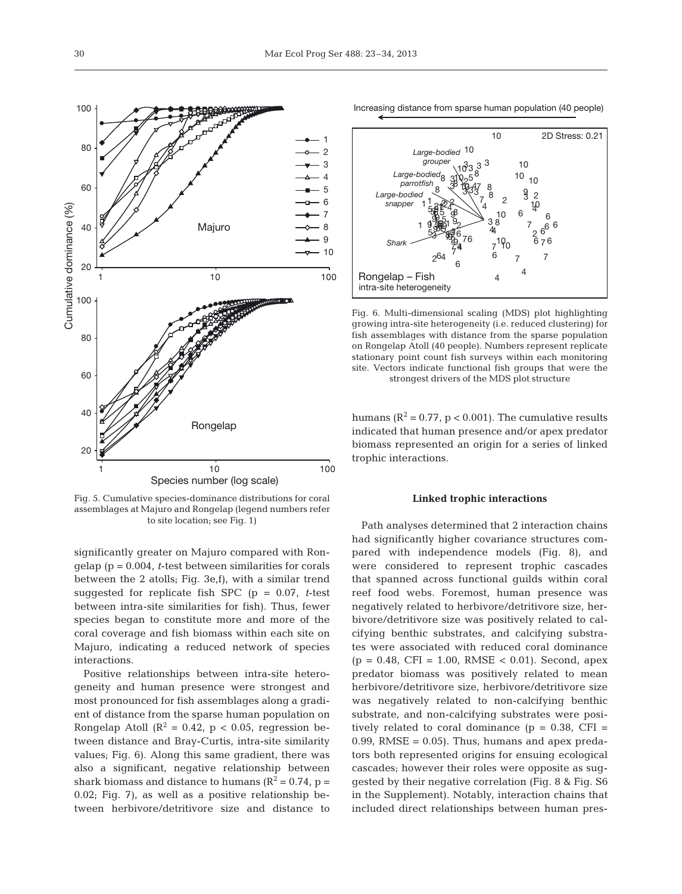Cumulative dominance (%)

100
80
60
40
20

Majuro

1
2
3
4
5
6
7
8
9
10

1 10 100

100
80
60
40
20

Rongelap

1 10 100

Species number (log scale)

Fig. 5. Cumulative species-dominance distributions for coral assemblages at Majuro and Rongelap (legend numbers refer to site location; see Fig. 1)

Increasing distance from sparse human population (40 people)

2D Stress: 0.21

Large-bodied grouper

Large-bodied parrotfish

Large-bodied snapper

Shark

Rongelap – Fish
intra-site heterogeneity

Fig. 6. Multi-dimensional scaling (MDS) plot highlighting growing intra-site heterogeneity (i.e. reduced clustering) for fish assemblages with distance from the sparse population on Rongelap Atoll (40 people). Numbers represent replicate stationary point count fish surveys within each monitoring site. Vectors indicate functional fish groups that were the strongest drivers of the MDS plot structure

significantly greater on Majuro compared with Rongelap ($p = 0.004$, *t*-test between similarities for corals between the 2 atolls; Fig. 3e,f), with a similar trend suggested for replicate fish SPC ($p = 0.07$, *t*-test between intra-site similarities for fish). Thus, fewer species began to constitute more and more of the coral coverage and fish biomass within each site on Majuro, indicating a reduced network of species interactions.

Positive relationships between intra-site heterogeneity and human presence were strongest and most pronounced for fish assemblages along a gradient of distance from the sparse human population on Rongelap Atoll ($R^2 = 0.42$, $p < 0.05$, regression between distance and Bray-Curtis, intra-site similarity values; Fig. 6). Along this same gradient, there was also a significant, negative relationship between shark biomass and distance to humans ($R^2 = 0.74$, $p = 0.02$; Fig. 7), as well as a positive relationship between herbivore/detritivore size and distance to humans ($R^2 = 0.77$, $p < 0.001$). The cumulative results indicated that human presence and/or apex predator biomass represented an origin for a series of linked trophic interactions.

### Linked trophic interactions

Path analyses determined that 2 interaction chains had significantly higher covariance structures compared with independence models (Fig. 8), and were considered to represent trophic cascades that spanned across functional guilds within coral reef food webs. Foremost, human presence was negatively related to herbivore/detritivore size, herbivore/detritivore size was positively related to calcifying benthic substrates, and calcifying substrates were associated with reduced coral dominance ($p = 0.48$, CFI = 1.00, RMSE < 0.01). Second, apex predator biomass was positively related to mean herbivore/detritivore size, herbivore/detritivore size was negatively related to non-calcifying benthic substrate, and non-calcifying substrates were positively related to coral dominance ($p = 0.38$, CFI = 0.99, RMSE = 0.05). Thus, humans and apex predators both represented origins for ensuing ecological cascades; however their roles were opposite as suggested by their negative correlation (Fig. 8 & Fig. S6 in the Supplement). Notably, interaction chains that included direct relationships between human pres-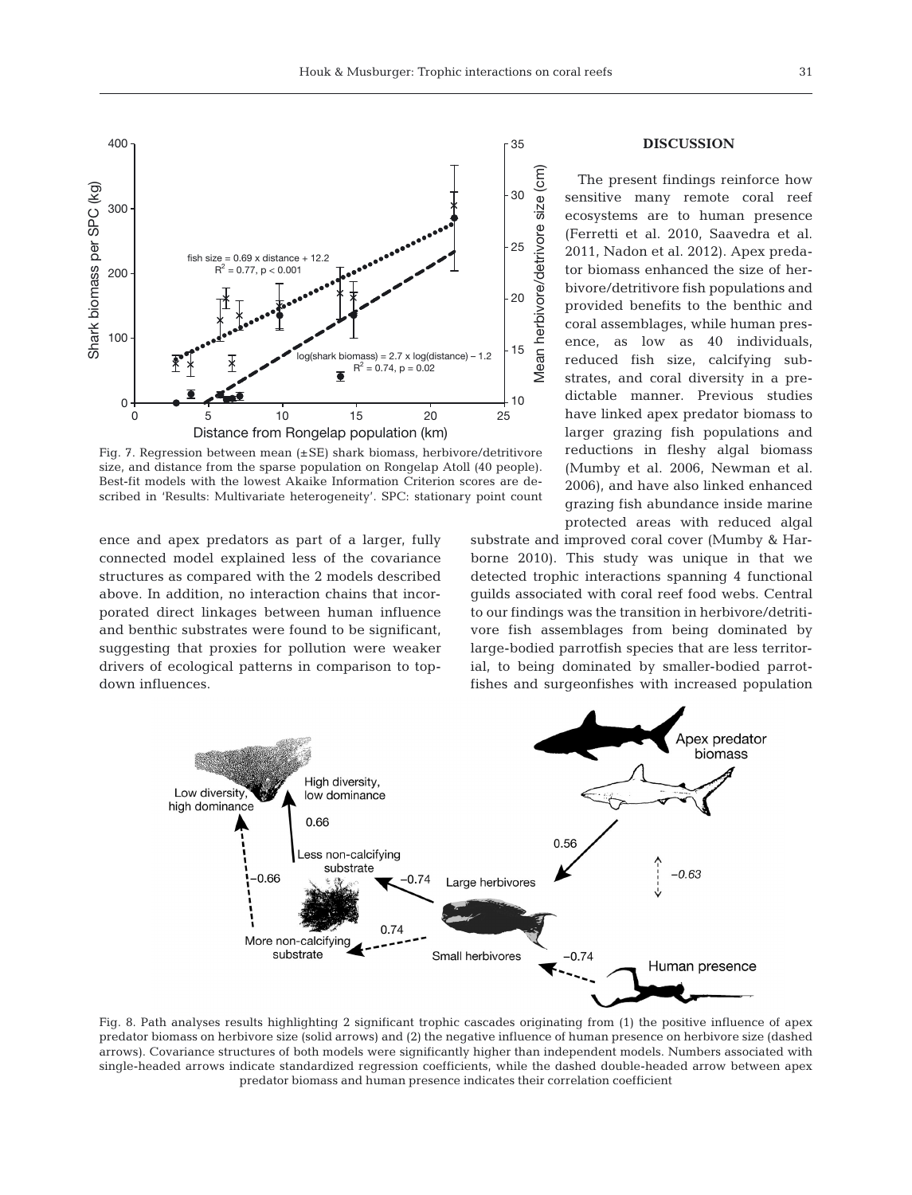Fig. 7. Regression between mean (±SE) shark biomass, herbivore/detritivore size, and distance from the sparse population on Rongelap Atoll (40 people). Best-fit models with the lowest Akaike Information Criterion scores are described in 'Results: Multivariate heterogeneity'. SPC: stationary point count

ence and apex predators as part of a larger, fully connected model explained less of the covariance structures as compared with the 2 models described above. In addition, no interaction chains that incorporated direct linkages between human influence and benthic substrates were found to be significant, suggesting that proxies for pollution were weaker drivers of ecological patterns in comparison to top-down influences.

## DISCUSSION

The present findings reinforce how sensitive many remote coral reef ecosystems are to human presence (Ferretti et al. 2010, Saavedra et al. 2011, Nadon et al. 2012). Apex predator biomass enhanced the size of herbivore/detritivore fish populations and provided benefits to the benthic and coral assemblages, while human presence, as low as 40 individuals, reduced fish size, calcifying substrates, and coral diversity in a predictable manner. Previous studies have linked apex predator biomass to larger grazing fish populations and reductions in fleshy algal biomass (Mumby et al. 2006, Newman et al. 2006), and have also linked enhanced grazing fish abundance inside marine protected areas with reduced algal substrate and improved coral cover (Mumby & Harborne 2010). This study was unique in that we detected trophic interactions spanning 4 functional guilds associated with coral reef food webs. Central to our findings was the transition in herbivore/detritivore fish assemblages from being dominated by large-bodied parrotfish species that are less territorial, to being dominated by smaller-bodied parrotfishes and surgeonfishes with increased population

Fig. 8. Path analyses results highlighting 2 significant trophic cascades originating from (1) the positive influence of apex predator biomass on herbivore size (solid arrows) and (2) the negative influence of human presence on herbivore size (dashed arrows). Covariance structures of both models were significantly higher than independent models. Numbers associated with single-headed arrows indicate standardized regression coefficients, while the dashed double-headed arrow between apex predator biomass and human presence indicates their correlation coefficient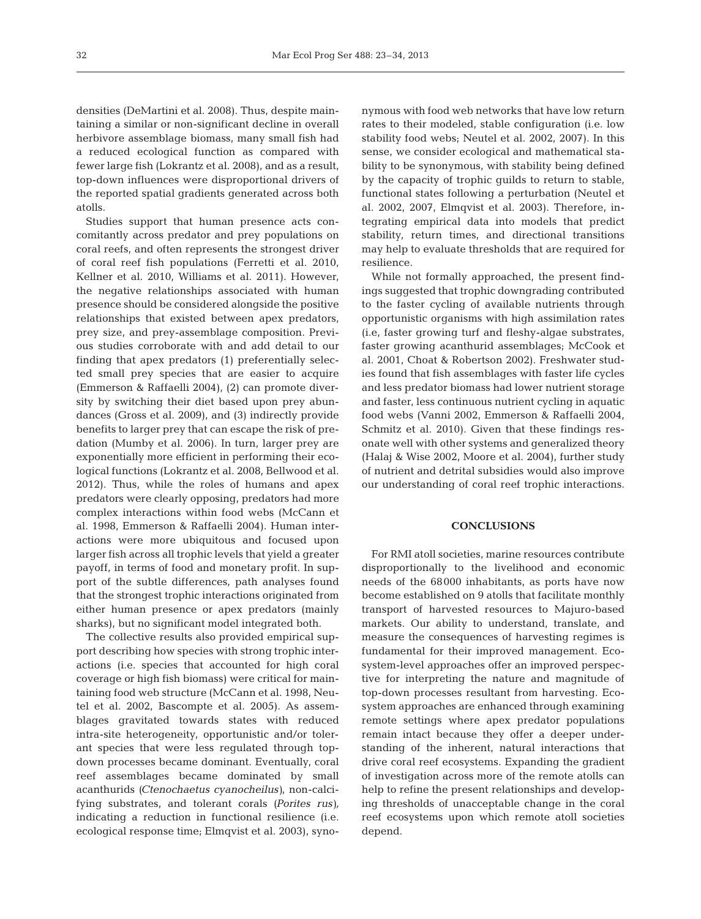densities (DeMartini et al. 2008). Thus, despite maintaining a similar or non-significant decline in overall herbivore assemblage biomass, many small fish had a reduced ecological function as compared with fewer large fish (Lokrantz et al. 2008), and as a result, top-down influences were disproportional drivers of the reported spatial gradients generated across both atolls.

Studies support that human presence acts concomitantly across predator and prey populations on coral reefs, and often represents the strongest driver of coral reef fish populations (Ferretti et al. 2010, Kellner et al. 2010, Williams et al. 2011). However, the negative relationships associated with human presence should be considered alongside the positive relationships that existed between apex predators, prey size, and prey-assemblage composition. Previous studies corroborate with and add detail to our finding that apex predators (1) preferentially selected small prey species that are easier to acquire (Emmerson & Raffaelli 2004), (2) can promote diversity by switching their diet based upon prey abundances (Gross et al. 2009), and (3) indirectly provide benefits to larger prey that can escape the risk of predation (Mumby et al. 2006). In turn, larger prey are exponentially more efficient in performing their ecological functions (Lokrantz et al. 2008, Bellwood et al. 2012). Thus, while the roles of humans and apex predators were clearly opposing, predators had more complex interactions within food webs (McCann et al. 1998, Emmerson & Raffaelli 2004). Human interactions were more ubiquitous and focused upon larger fish across all trophic levels that yield a greater payoff, in terms of food and monetary profit. In support of the subtle differences, path analyses found that the strongest trophic interactions originated from either human presence or apex predators (mainly sharks), but no significant model integrated both.

The collective results also provided empirical support describing how species with strong trophic interactions (i.e. species that accounted for high coral coverage or high fish biomass) were critical for maintaining food web structure (McCann et al. 1998, Neutel et al. 2002, Bascompte et al. 2005). As assemblages gravitated towards states with reduced intra-site heterogeneity, opportunistic and/or tolerant species that were less regulated through top-down processes became dominant. Eventually, coral reef assemblages became dominated by small acanthurids (*Ctenochaetus cyanocheilus*), non-calcifying substrates, and tolerant corals (*Porites rus*), indicating a reduction in functional resilience (i.e. ecological response time; Elmqvist et al. 2003), synonymous with food web networks that have low return rates to their modeled, stable configuration (i.e. low stability food webs; Neutel et al. 2002, 2007). In this sense, we consider ecological and mathematical stability to be synonymous, with stability being defined by the capacity of trophic guilds to return to stable, functional states following a perturbation (Neutel et al. 2002, 2007, Elmqvist et al. 2003). Therefore, integrating empirical data into models that predict stability, return times, and directional transitions may help to evaluate thresholds that are required for resilience.

While not formally approached, the present findings suggested that trophic downgrading contributed to the faster cycling of available nutrients through opportunistic organisms with high assimilation rates (i.e, faster growing turf and fleshy-algae substrates, faster growing acanthurid assemblages; McCook et al. 2001, Choat & Robertson 2002). Freshwater studies found that fish assemblages with faster life cycles and less predator biomass had lower nutrient storage and faster, less continuous nutrient cycling in aquatic food webs (Vanni 2002, Emmerson & Raffaelli 2004, Schmitz et al. 2010). Given that these findings resonate well with other systems and generalized theory (Halaj & Wise 2002, Moore et al. 2004), further study of nutrient and detrital subsidies would also improve our understanding of coral reef trophic interactions.

## CONCLUSIONS

For RMI atoll societies, marine resources contribute disproportionally to the livelihood and economic needs of the 68000 inhabitants, as ports have now become established on 9 atolls that facilitate monthly transport of harvested resources to Majuro-based markets. Our ability to understand, translate, and measure the consequences of harvesting regimes is fundamental for their improved management. Ecosystem-level approaches offer an improved perspective for interpreting the nature and magnitude of top-down processes resultant from harvesting. Ecosystem approaches are enhanced through examining remote settings where apex predator populations remain intact because they offer a deeper understanding of the inherent, natural interactions that drive coral reef ecosystems. Expanding the gradient of investigation across more of the remote atolls can help to refine the present relationships and developing thresholds of unacceptable change in the coral reef ecosystems upon which remote atoll societies depend.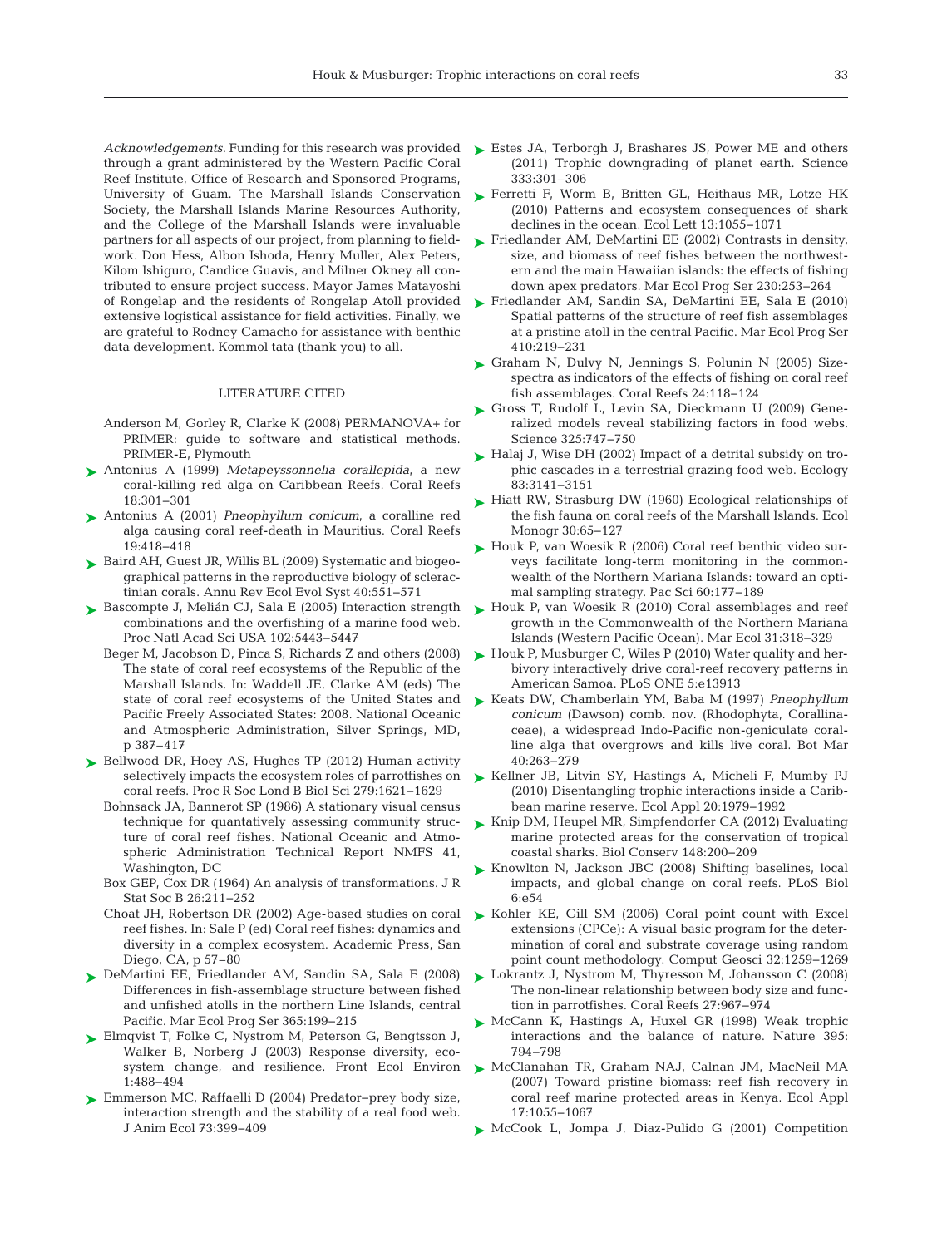*Acknowledgements*. Funding for this research was provided through a grant administered by the Western Pacific Coral Reef Institute, Office of Research and Sponsored Programs, University of Guam. The Marshall Islands Conservation Society, the Marshall Islands Marine Resources Authority, and the College of the Marshall Islands were invaluable partners for all aspects of our project, from planning to fieldwork. Don Hess, Albon Ishoda, Henry Muller, Alex Peters, Kilom Ishiguro, Candice Guavis, and Milner Okney all contributed to ensure project success. Mayor James Matayoshi of Rongelap and the residents of Rongelap Atoll provided extensive logistical assistance for field activities. Finally, we are grateful to Rodney Camacho for assistance with benthic data development. Kommol tata (thank you) to all.

## LITERATURE CITED

Anderson M, Gorley R, Clarke K (2008) PERMANOVA+ for PRIMER: guide to software and statistical methods. PRIMER-E, Plymouth

Antonius A (1999) *Metapeyssonnelia corallepida*, a new coral-killing red alga on Caribbean Reefs. Coral Reefs 18:301−301

Antonius A (2001) *Pneophyllum conicum*, a coralline red alga causing coral reef-death in Mauritius. Coral Reefs 19:418−418

Baird AH, Guest JR, Willis BL (2009) Systematic and biogeographical patterns in the reproductive biology of scleractinian corals. Annu Rev Ecol Evol Syst 40:551−571

Bascompte J, Melián CJ, Sala E (2005) Interaction strength combinations and the overfishing of a marine food web. Proc Natl Acad Sci USA 102:5443−5447

Beger M, Jacobson D, Pinca S, Richards Z and others (2008) The state of coral reef ecosystems of the Republic of the Marshall Islands. In: Waddell JE, Clarke AM (eds) The state of coral reef ecosystems of the United States and Pacific Freely Associated States: 2008. National Oceanic and Atmospheric Administration, Silver Springs, MD, p 387−417

Bellwood DR, Hoey AS, Hughes TP (2012) Human activity selectively impacts the ecosystem roles of parrotfishes on coral reefs. Proc R Soc Lond B Biol Sci 279:1621−1629

Bohnsack JA, Bannerot SP (1986) A stationary visual census technique for quantatively assessing community structure of coral reef fishes. National Oceanic and Atmospheric Administration Technical Report NMFS 41, Washington, DC

Box GEP, Cox DR (1964) An analysis of transformations. J R Stat Soc B 26:211−252

Choat JH, Robertson DR (2002) Age-based studies on coral reef fishes. In: Sale P (ed) Coral reef fishes: dynamics and diversity in a complex ecosystem. Academic Press, San Diego, CA, p 57−80

DeMartini EE, Friedlander AM, Sandin SA, Sala E (2008) Differences in fish-assemblage structure between fished and unfished atolls in the northern Line Islands, central Pacific. Mar Ecol Prog Ser 365:199−215

Elmqvist T, Folke C, Nystrom M, Peterson G, Bengtsson J, Walker B, Norberg J (2003) Response diversity, ecosystem change, and resilience. Front Ecol Environ 1:488−494

Emmerson MC, Raffaelli D (2004) Predator−prey body size, interaction strength and the stability of a real food web. J Anim Ecol 73:399−409

Estes JA, Terborgh J, Brashares JS, Power ME and others (2011) Trophic downgrading of planet earth. Science 333:301−306

Ferretti F, Worm B, Britten GL, Heithaus MR, Lotze HK (2010) Patterns and ecosystem consequences of shark declines in the ocean. Ecol Lett 13:1055−1071

Friedlander AM, DeMartini EE (2002) Contrasts in density, size, and biomass of reef fishes between the northwestern and the main Hawaiian islands: the effects of fishing down apex predators. Mar Ecol Prog Ser 230:253−264

Friedlander AM, Sandin SA, DeMartini EE, Sala E (2010) Spatial patterns of the structure of reef fish assemblages at a pristine atoll in the central Pacific. Mar Ecol Prog Ser 410:219−231

Graham N, Dulvy N, Jennings S, Polunin N (2005) Size-spectra as indicators of the effects of fishing on coral reef fish assemblages. Coral Reefs 24:118−124

Gross T, Rudolf L, Levin SA, Dieckmann U (2009) Generalized models reveal stabilizing factors in food webs. Science 325:747−750

Halaj J, Wise DH (2002) Impact of a detrital subsidy on trophic cascades in a terrestrial grazing food web. Ecology 83:3141−3151

Hiatt RW, Strasburg DW (1960) Ecological relationships of the fish fauna on coral reefs of the Marshall Islands. Ecol Monogr 30:65−127

Houk P, van Woesik R (2006) Coral reef benthic video surveys facilitate long-term monitoring in the commonwealth of the Northern Mariana Islands: toward an optimal sampling strategy. Pac Sci 60:177−189

Houk P, van Woesik R (2010) Coral assemblages and reef growth in the Commonwealth of the Northern Mariana Islands (Western Pacific Ocean). Mar Ecol 31:318−329

Houk P, Musburger C, Wiles P (2010) Water quality and herbivory interactively drive coral-reef recovery patterns in American Samoa. PLoS ONE 5:e13913

Keats DW, Chamberlain YM, Baba M (1997) *Pneophyllum conicum* (Dawson) comb. nov. (Rhodophyta, Corallinaceae), a widespread Indo-Pacific non-geniculate coralline alga that overgrows and kills live coral. Bot Mar 40:263−279

Kellner JB, Litvin SY, Hastings A, Micheli F, Mumby PJ (2010) Disentangling trophic interactions inside a Caribbean marine reserve. Ecol Appl 20:1979−1992

Knip DM, Heupel MR, Simpfendorfer CA (2012) Evaluating marine protected areas for the conservation of tropical coastal sharks. Biol Conserv 148:200−209

Knowlton N, Jackson JBC (2008) Shifting baselines, local impacts, and global change on coral reefs. PLoS Biol 6:e54

Kohler KE, Gill SM (2006) Coral point count with Excel extensions (CPCe): A visual basic program for the determination of coral and substrate coverage using random point count methodology. Comput Geosci 32:1259−1269

Lokrantz J, Nystrom M, Thyresson M, Johansson C (2008) The non-linear relationship between body size and function in parrotfishes. Coral Reefs 27:967−974

McCann K, Hastings A, Huxel GR (1998) Weak trophic interactions and the balance of nature. Nature 395: 794−798

McClanahan TR, Graham NAJ, Calnan JM, MacNeil MA (2007) Toward pristine biomass: reef fish recovery in coral reef marine protected areas in Kenya. Ecol Appl 17:1055−1067

McCook L, Jompa J, Diaz-Pulido G (2001) Competition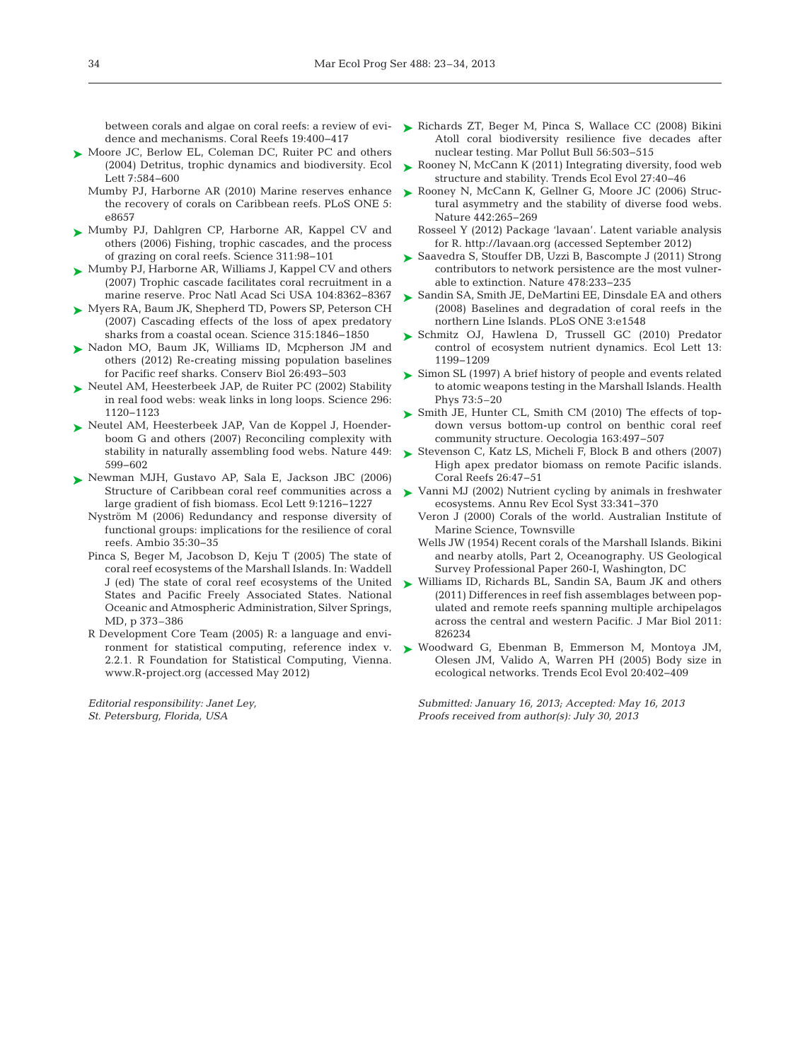between corals and algae on coral reefs: a review of evidence and mechanisms. Coral Reefs 19:400–417

Moore JC, Berlow EL, Coleman DC, Ruiter PC and others (2004) Detritus, trophic dynamics and biodiversity. Ecol Lett 7:584–600

Mumby PJ, Harborne AR (2010) Marine reserves enhance the recovery of corals on Caribbean reefs. PLoS ONE 5: e8657

Mumby PJ, Dahlgren CP, Harborne AR, Kappel CV and others (2006) Fishing, trophic cascades, and the process of grazing on coral reefs. Science 311:98–101

Mumby PJ, Harborne AR, Williams J, Kappel CV and others (2007) Trophic cascade facilitates coral recruitment in a marine reserve. Proc Natl Acad Sci USA 104:8362–8367

Myers RA, Baum JK, Shepherd TD, Powers SP, Peterson CH (2007) Cascading effects of the loss of apex predatory sharks from a coastal ocean. Science 315:1846–1850

Nadon MO, Baum JK, Williams ID, Mcpherson JM and others (2012) Re-creating missing population baselines for Pacific reef sharks. Conserv Biol 26:493–503

Neutel AM, Heesterbeek JAP, de Ruiter PC (2002) Stability in real food webs: weak links in long loops. Science 296: 1120–1123

Neutel AM, Heesterbeek JAP, Van de Koppel J, Hoenderboom G and others (2007) Reconciling complexity with stability in naturally assembling food webs. Nature 449: 599–602

Newman MJH, Gustavo AP, Sala E, Jackson JBC (2006) Structure of Caribbean coral reef communities across a large gradient of fish biomass. Ecol Lett 9:1216–1227

Nyström M (2006) Redundancy and response diversity of functional groups: implications for the resilience of coral reefs. Ambio 35:30–35

Pinca S, Beger M, Jacobson D, Keju T (2005) The state of coral reef ecosystems of the Marshall Islands. In: Waddell J (ed) The state of coral reef ecosystems of the United States and Pacific Freely Associated States. National Oceanic and Atmospheric Administration, Silver Springs, MD, p 373–386

R Development Core Team (2005) R: a language and environment for statistical computing, reference index v. 2.2.1. R Foundation for Statistical Computing, Vienna. www.R-project.org (accessed May 2012)

Richards ZT, Beger M, Pinca S, Wallace CC (2008) Bikini Atoll coral biodiversity resilience five decades after nuclear testing. Mar Pollut Bull 56:503–515

Rooney N, McCann K (2011) Integrating diversity, food web structure and stability. Trends Ecol Evol 27:40–46

Rooney N, McCann K, Gellner G, Moore JC (2006) Structural asymmetry and the stability of diverse food webs. Nature 442:265–269

Rosseel Y (2012) Package 'lavaan'. Latent variable analysis for R. http://lavaan.org (accessed September 2012)

Saavedra S, Stouffer DB, Uzzi B, Bascompte J (2011) Strong contributors to network persistence are the most vulnerable to extinction. Nature 478:233–235

Sandin SA, Smith JE, DeMartini EE, Dinsdale EA and others (2008) Baselines and degradation of coral reefs in the northern Line Islands. PLoS ONE 3:e1548

Schmitz OJ, Hawlena D, Trussell GC (2010) Predator control of ecosystem nutrient dynamics. Ecol Lett 13: 1199–1209

Simon SL (1997) A brief history of people and events related to atomic weapons testing in the Marshall Islands. Health Phys 73:5–20

Smith JE, Hunter CL, Smith CM (2010) The effects of top-down versus bottom-up control on benthic coral reef community structure. Oecologia 163:497–507

Stevenson C, Katz LS, Micheli F, Block B and others (2007) High apex predator biomass on remote Pacific islands. Coral Reefs 26:47–51

Vanni MJ (2002) Nutrient cycling by animals in freshwater ecosystems. Annu Rev Ecol Syst 33:341–370

Veron J (2000) Corals of the world. Australian Institute of Marine Science, Townsville

Wells JW (1954) Recent corals of the Marshall Islands. Bikini and nearby atolls, Part 2, Oceanography. US Geological Survey Professional Paper 260-I, Washington, DC

Williams ID, Richards BL, Sandin SA, Baum JK and others (2011) Differences in reef fish assemblages between populated and remote reefs spanning multiple archipelagos across the central and western Pacific. J Mar Biol 2011: 826234

Woodward G, Ebenman B, Emmerson M, Montoya JM, Olesen JM, Valido A, Warren PH (2005) Body size in ecological networks. Trends Ecol Evol 20:402–409

*Editorial responsibility: Janet Ley, St. Petersburg, Florida, USA*

*Submitted: January 16, 2013; Accepted: May 16, 2013*
*Proofs received from author(s): July 30, 2013*